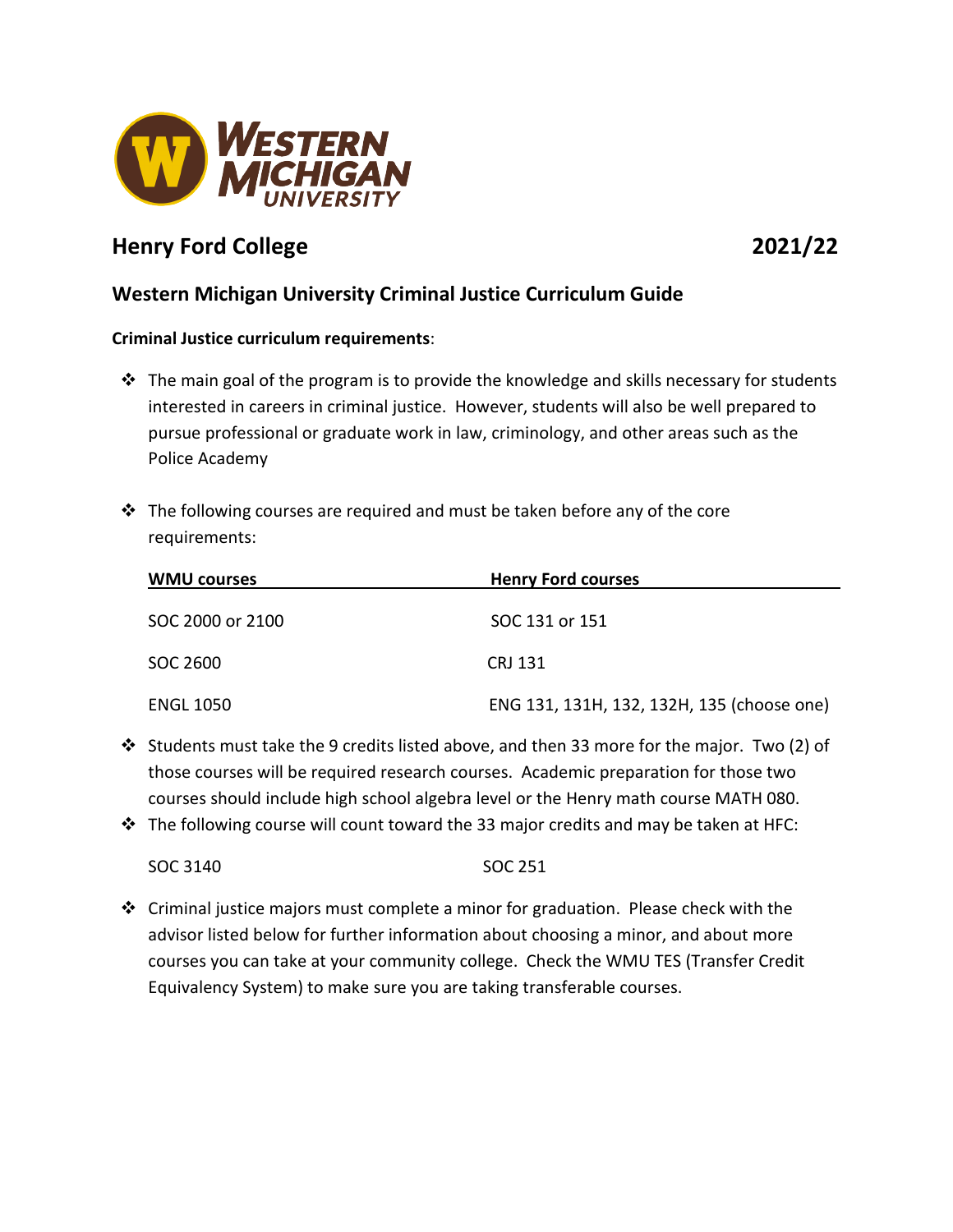# Henry Ford College 2021/22

## Western Michigan University Criminal Justice Curriculum Guide

**Criminal Justice curriculum requirements**:

- The main goal of the program is to provide the knowledge and skills necessary for students interested in careers in criminal justice. However, students will also be well prepared to pursue professional or graduate work in law, criminology, and other areas such as the Police Academy

- The following courses are required and must be taken before any of the core requirements:

| WMU courses | Henry Ford courses |
|---|---|
| SOC 2000 or 2100 | SOC 131 or 151 |
| SOC 2600 | CRJ 131 |
| ENGL 1050 | ENG 131, 131H, 132, 132H, 135 (choose one) |

- Students must take the 9 credits listed above, and then 33 more for the major. Two (2) of those courses will be required research courses. Academic preparation for those two courses should include high school algebra level or the Henry math course MATH 080.
- The following course will count toward the 33 major credits and may be taken at HFC:

| | |
|---|---|
| SOC 3140 | SOC 251 |

- Criminal justice majors must complete a minor for graduation. Please check with the advisor listed below for further information about choosing a minor, and about more courses you can take at your community college. Check the WMU TES (Transfer Credit Equivalency System) to make sure you are taking transferable courses.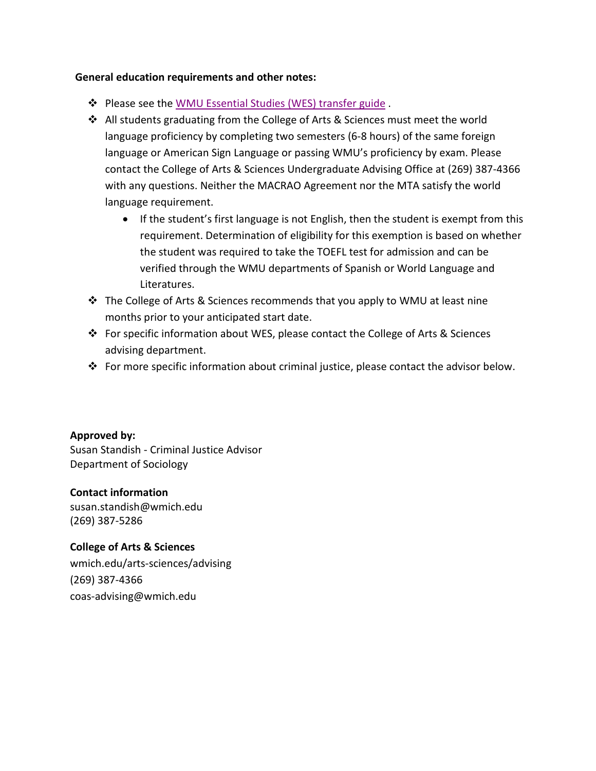**General education requirements and other notes:**

- Please see the [WMU Essential Studies (WES) transfer guide](#) .
- All students graduating from the College of Arts & Sciences must meet the world language proficiency by completing two semesters (6-8 hours) of the same foreign language or American Sign Language or passing WMU's proficiency by exam. Please contact the College of Arts & Sciences Undergraduate Advising Office at (269) 387-4366 with any questions. Neither the MACRAO Agreement nor the MTA satisfy the world language requirement.
    - If the student's first language is not English, then the student is exempt from this requirement. Determination of eligibility for this exemption is based on whether the student was required to take the TOEFL test for admission and can be verified through the WMU departments of Spanish or World Language and Literatures.
- The College of Arts & Sciences recommends that you apply to WMU at least nine months prior to your anticipated start date.
- For specific information about WES, please contact the College of Arts & Sciences advising department.
- For more specific information about criminal justice, please contact the advisor below.

**Approved by:**
Susan Standish - Criminal Justice Advisor
Department of Sociology

**Contact information**
susan.standish@wmich.edu
(269) 387-5286

**College of Arts & Sciences**
wmich.edu/arts-sciences/advising
(269) 387-4366
coas-advising@wmich.edu